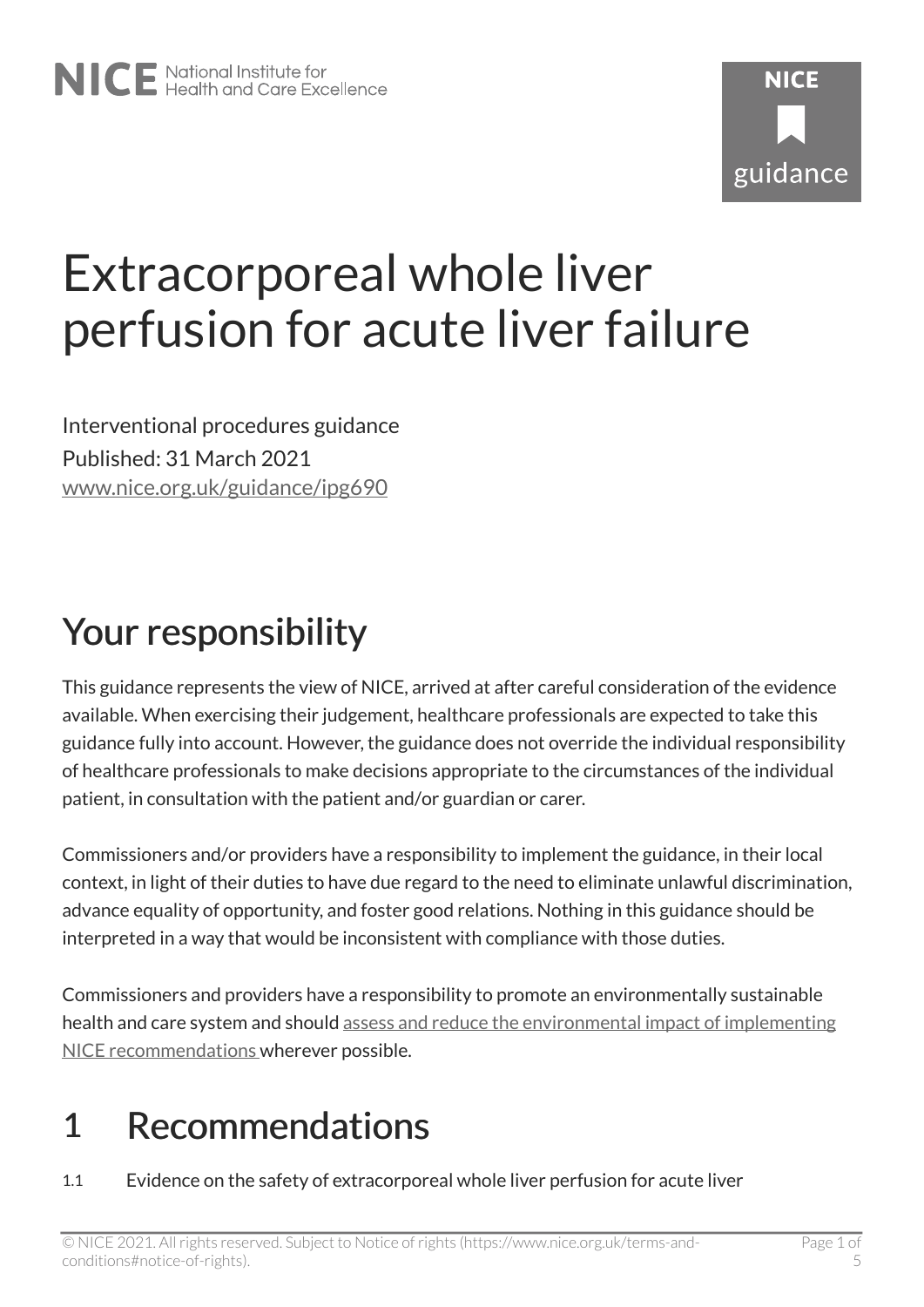# Extracorporeal whole liver perfusion for acute liver failure

Interventional procedures guidance

Published: 31 March 2021

www.nice.org.uk/guidance/ipg690

## Your responsibility

This guidance represents the view of NICE, arrived at after careful consideration of the evidence available. When exercising their judgement, healthcare professionals are expected to take this guidance fully into account. However, the guidance does not override the individual responsibility of healthcare professionals to make decisions appropriate to the circumstances of the individual patient, in consultation with the patient and/or guardian or carer.

Commissioners and/or providers have a responsibility to implement the guidance, in their local context, in light of their duties to have due regard to the need to eliminate unlawful discrimination, advance equality of opportunity, and foster good relations. Nothing in this guidance should be interpreted in a way that would be inconsistent with compliance with those duties.

Commissioners and providers have a responsibility to promote an environmentally sustainable health and care system and should assess and reduce the environmental impact of implementing NICE recommendations wherever possible.

## 1 Recommendations

1.1 Evidence on the safety of extracorporeal whole liver perfusion for acute liver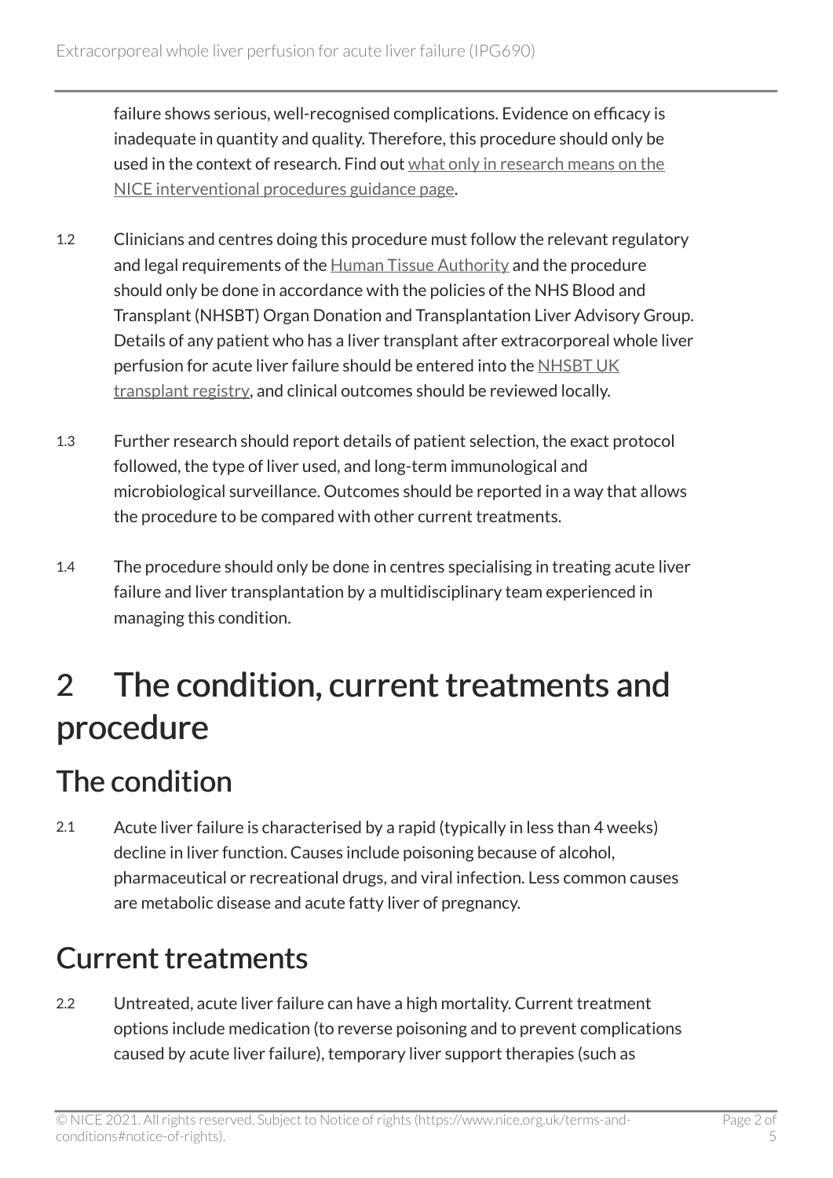failure shows serious, well-recognised complications. Evidence on efficacy is inadequate in quantity and quality. Therefore, this procedure should only be used in the context of research. Find out what only in research means on the NICE interventional procedures guidance page.

1.2 Clinicians and centres doing this procedure must follow the relevant regulatory and legal requirements of the Human Tissue Authority and the procedure should only be done in accordance with the policies of the NHS Blood and Transplant (NHSBT) Organ Donation and Transplantation Liver Advisory Group. Details of any patient who has a liver transplant after extracorporeal whole liver perfusion for acute liver failure should be entered into the NHSBT UK transplant registry, and clinical outcomes should be reviewed locally.

1.3 Further research should report details of patient selection, the exact protocol followed, the type of liver used, and long-term immunological and microbiological surveillance. Outcomes should be reported in a way that allows the procedure to be compared with other current treatments.

1.4 The procedure should only be done in centres specialising in treating acute liver failure and liver transplantation by a multidisciplinary team experienced in managing this condition.

# 2 The condition, current treatments and procedure

## The condition

2.1 Acute liver failure is characterised by a rapid (typically in less than 4 weeks) decline in liver function. Causes include poisoning because of alcohol, pharmaceutical or recreational drugs, and viral infection. Less common causes are metabolic disease and acute fatty liver of pregnancy.

## Current treatments

2.2 Untreated, acute liver failure can have a high mortality. Current treatment options include medication (to reverse poisoning and to prevent complications caused by acute liver failure), temporary liver support therapies (such as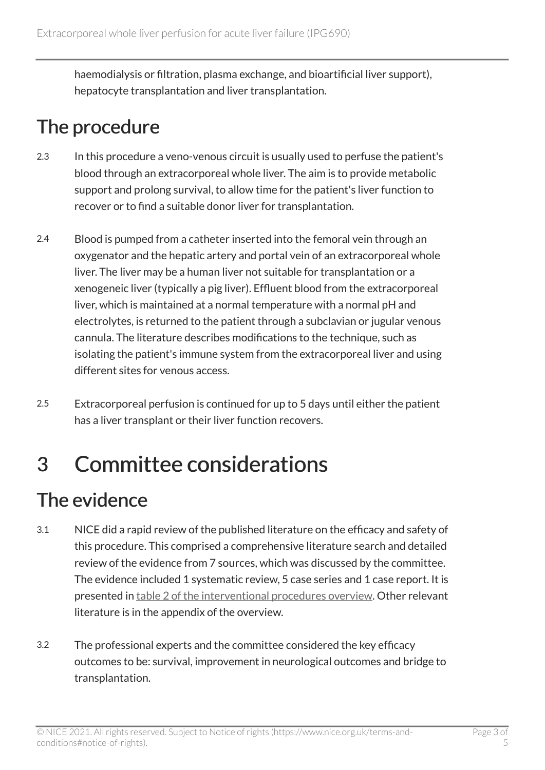haemodialysis or filtration, plasma exchange, and bioartificial liver support), hepatocyte transplantation and liver transplantation.

## The procedure

2.3 In this procedure a veno-venous circuit is usually used to perfuse the patient's blood through an extracorporeal whole liver. The aim is to provide metabolic support and prolong survival, to allow time for the patient's liver function to recover or to find a suitable donor liver for transplantation.

2.4 Blood is pumped from a catheter inserted into the femoral vein through an oxygenator and the hepatic artery and portal vein of an extracorporeal whole liver. The liver may be a human liver not suitable for transplantation or a xenogeneic liver (typically a pig liver). Effluent blood from the extracorporeal liver, which is maintained at a normal temperature with a normal pH and electrolytes, is returned to the patient through a subclavian or jugular venous cannula. The literature describes modifications to the technique, such as isolating the patient's immune system from the extracorporeal liver and using different sites for venous access.

2.5 Extracorporeal perfusion is continued for up to 5 days until either the patient has a liver transplant or their liver function recovers.

# 3 Committee considerations

## The evidence

3.1 NICE did a rapid review of the published literature on the efficacy and safety of this procedure. This comprised a comprehensive literature search and detailed review of the evidence from 7 sources, which was discussed by the committee. The evidence included 1 systematic review, 5 case series and 1 case report. It is presented in table 2 of the interventional procedures overview. Other relevant literature is in the appendix of the overview.

3.2 The professional experts and the committee considered the key efficacy outcomes to be: survival, improvement in neurological outcomes and bridge to transplantation.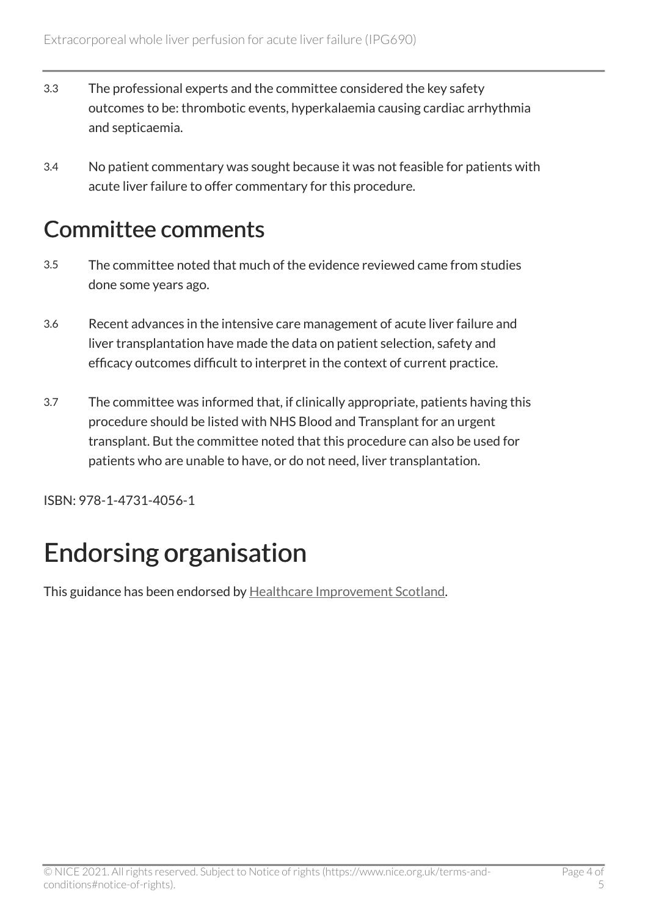3.3 The professional experts and the committee considered the key safety outcomes to be: thrombotic events, hyperkalaemia causing cardiac arrhythmia and septicaemia.

3.4 No patient commentary was sought because it was not feasible for patients with acute liver failure to offer commentary for this procedure.

## Committee comments

3.5 The committee noted that much of the evidence reviewed came from studies done some years ago.

3.6 Recent advances in the intensive care management of acute liver failure and liver transplantation have made the data on patient selection, safety and efficacy outcomes difficult to interpret in the context of current practice.

3.7 The committee was informed that, if clinically appropriate, patients having this procedure should be listed with NHS Blood and Transplant for an urgent transplant. But the committee noted that this procedure can also be used for patients who are unable to have, or do not need, liver transplantation.

ISBN: 978-1-4731-4056-1

# Endorsing organisation

This guidance has been endorsed by Healthcare Improvement Scotland.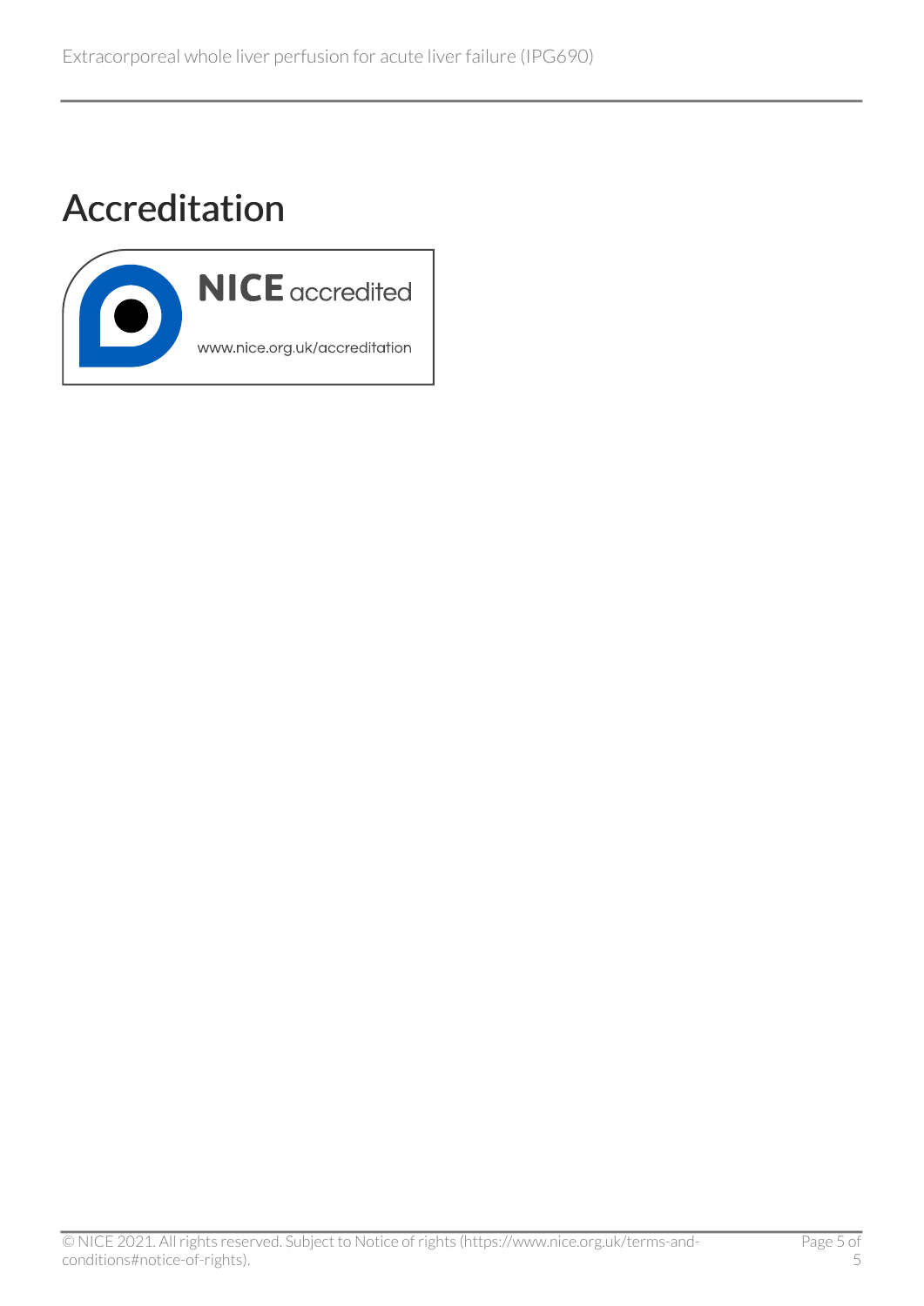# Accreditation

NICE accredited

www.nice.org.uk/accreditation